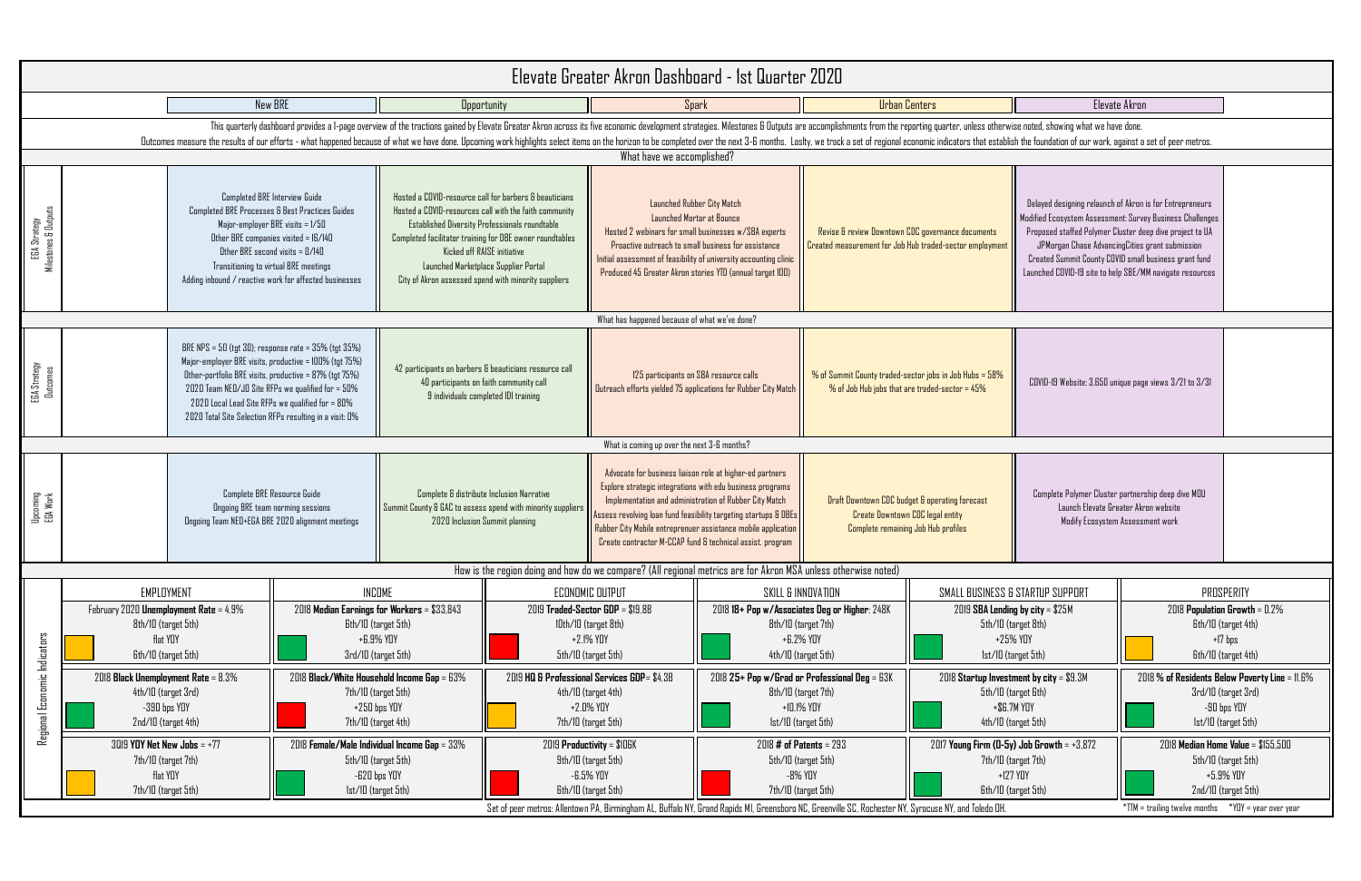# Elevate Greater Akron Dashboard - 1st Quarter 2020

This quarterly dashboard provides a 1-page overview of the tractions gained by Elevate Greater Akron across its five economic development strategies. Milestones & Outputs are accomplishments from the reporting quarter, unless otherwise noted, showing what we have done. Outcomes measure the results of our efforts - what happened because of what we have done. Upcoming work highlights select items on the horizon to be completed over the next 3-6 months. Lastly, we track a set of regional economic indicators that establish the foundation of our work, against a set of peer metros.

| | New BRE | Opportunity | Spark | Urban Centers | Elevate Akron |
|---|---|---|---|---|---|
| **What have we accomplished?** | | | | | |
| EGA Strategy Milestones & Outputs | Completed BRE Interview Guide<br>Completed BRE Processes & Best Practices Guides<br>Major-employer BRE visits = 1/50<br>Other BRE companies visited = 16/140<br>Other BRE second visits = 0/140<br>Transitioning to virtual BRE meetings<br>Adding inbound / reactive work for affected businesses | Hosted a COVID-resource call for barbers & beauticians<br>Hosted a COVID-resources call with the faith community<br>Established Diversity Professionals roundtable<br>Completed facilitator training for DBE owner roundtables<br>Kicked off RAISE initiative<br>Launched Marketplace Supplier Portal<br>City of Akron assessed spend with minority suppliers | Launched Rubber City Match<br>Launched Mortar at Bounce<br>Hosted 2 webinars for small businesses w/SBA experts<br>Proactive outreach to small business for assistance<br>Initial assessment of feasibility of university accounting clinic<br>Produced 45 Greater Akron stories YTD (annual target 100) | Revise & review Downtown CDC governance documents<br>Created measurement for Job Hub traded-sector employment | Delayed designing relaunch of Akron is for Entrepreneurs<br>Modified Ecosystem Assessment: Survey Business Challenges<br>Proposed staffed Polymer Cluster deep dive project to UA<br>JPMorgan Chase AdvancingCities grant submission<br>Created Summit County COVID small business grant fund<br>Launched COVID-19 site to help SBE/MM navigate resources |
| **What has happened because of what we've done?** | | | | | |
| EGA Strategy Outcomes | BRE NPS = 50 (tgt 30); response rate = 35% (tgt 35%)<br>Major-employer BRE visits, productive = 100% (tgt 75%)<br>Other-portfolio BRE visits, productive = 87% (tgt 75%)<br>2020 Team NEO/JO Site RFPs we qualified for = 50%<br>2020 Local Lead Site RFPs we qualified for = 80%<br>2020 Total Site Selection RFPs resulting in a visit: 0% | 42 participants on barbers & beauticians resource call<br>40 participants on faith community call<br>9 individuals completed IDI training | 125 participants on SBA resource calls<br>Outreach efforts yielded 75 applications for Rubber City Match | % of Summit County traded-sector jobs in Job Hubs = 58%<br>% of Job Hub jobs that are traded-sector = 45% | COVID-19 Website: 3,650 unique page views 3/21 to 3/31 |
| **What is coming up over the next 3-6 months?** | | | | | |
| Upcoming EGA Work | Complete BRE Resource Guide<br>Ongoing BRE team norming sessions<br>Ongoing Team NEO+EGA BRE 2020 alignment meetings | Complete & distribute Inclusion Narrative<br>Summit County & GAC to assess spend with minority suppliers<br>2020 Inclusion Summit planning | Advocate for business liaison role at higher-ed partners<br>Explore strategic integrations with edu business programs<br>Implementation and administration of Rubber City Match<br>Assess revolving loan fund feasibility targeting startups & DBEs<br>Rubber City Mobile entreprenuer assistance mobile application<br>Create contractor M-CCAP fund & technical assist. program | Draft Downtown CDC budget & operating forecast<br>Create Downtown CDC legal entity<br>Complete remaining Job Hub profiles | Complete Polymer Cluster partnership deep dive MOU<br>Launch Elevate Greater Akron website<br>Modify Ecosystem Assessment work |

## How is the region doing and how do we compare? (All regional metrics are for Akron MSA unless otherwise noted)

| EMPLOYMENT | INCOME | ECONOMIC OUTPUT | SKILL & INNOVATION | SMALL BUSINESS & STARTUP SUPPORT | PROSPERITY |
|---|---|---|---|---|---|
| February 2020 **Unemployment Rate** = 4.9%<br>8th/10 (target 5th)<br>flat YOY<br>6th/10 (target 5th) | 2018 **Median Earnings for Workers** = $33,843<br>6th/10 (target 5th)<br>+6.9% YOY<br>3rd/10 (target 5th) | 2019 **Traded-Sector GDP** = $19.8B<br>10th/10 (target 8th)<br>+2.1% YOY<br>5th/10 (target 5th) | 2018 **18+ Pop w/Associates Deg or Higher**: 248K<br>8th/10 (target 7th)<br>+6.2% YOY<br>4th/10 (target 5th) | 2019 **SBA Lending by city** = $25M<br>5th/10 (target 8th)<br>+25% YOY<br>1st/10 (target 5th) | 2018 **Population Growth** = 0.2%<br>6th/10 (target 4th)<br>+17 bps<br>6th/10 (target 4th) |
| 2018 **Black Unemployment Rate** = 8.3%<br>4th/10 (target 3rd)<br>-390 bps YOY<br>2nd/10 (target 4th) | 2018 **Black/White Household Income Gap** = 63%<br>7th/10 (target 5th)<br>+250 bps YOY<br>7th/10 (target 4th) | 2019 **HQ & Professional Services GDP**= $4.3B<br>4th/10 (target 4th)<br>+2.0% YOY<br>7th/10 (target 5th) | 2018 **25+ Pop w/Grad or Professional Deg** = 63K<br>8th/10 (target 7th)<br>+10.1% YOY<br>1st/10 (target 5th) | 2018 **Startup Investment by city** = $9.3M<br>5th/10 (target 6th)<br>+$6.7M YOY<br>4th/10 (target 5th) | 2018 **% of Residents Below Poverty Line** = 11.6%<br>3rd/10 (target 3rd)<br>-90 bps YOY<br>1st/10 (target 5th) |
| 3Q19 **YOY Net New Jobs** = +77<br>7th/10 (target 7th)<br>flat YOY<br>7th/10 (target 5th) | 2018 **Female/Male Individual Income Gap** = 33%<br>5th/10 (target 5th)<br>-620 bps YOY<br>1st/10 (target 5th) | 2019 **Productivity** = $106K<br>9th/10 (target 5th)<br>-6.5% YOY<br>6th/10 (target 5th) | 2018 **# of Patents** = 293<br>5th/10 (target 5th)<br>-8% YOY<br>7th/10 (target 5th) | 2017 **Young Firm (0-5y) Job Growth** = +3,872<br>7th/10 (target 7th)<br>+127 YOY<br>6th/10 (target 5th) | 2018 **Median Home Value** = $155,500<br>5th/10 (target 5th)<br>+5.9% YOY<br>2nd/10 (target 5th) |

Set of peer metros: Allentown PA, Birmingham AL, Buffalo NY, Grand Rapids MI, Greensboro NC, Greenville SC, Rochester NY, Syracuse NY, and Toledo OH.

*TTM = trailing twelve months *YOY = year over year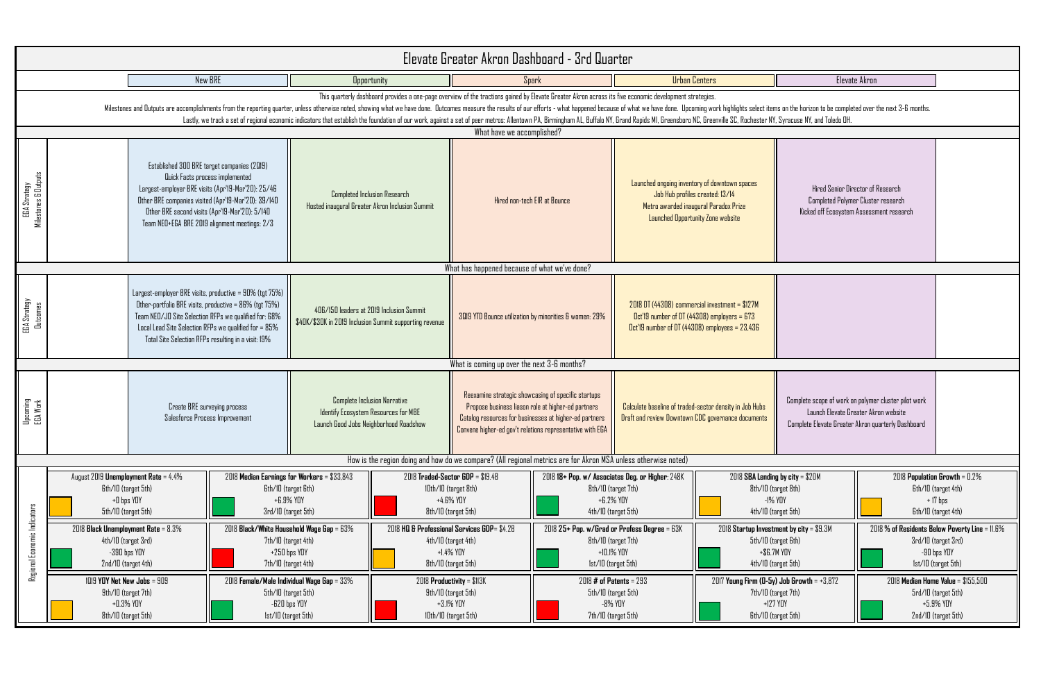# Elevate Greater Akron Dashboard - 3rd Quarter

| New BRE | Opportunity | Spark | Urban Centers | Elevate Akron |
|---|---|---|---|---|

This quarterly dashboard provides a one-page overview of the tractions gained by Elevate Greater Akron across its five economic development strategies.

Milestones and Outputs are accomplishments from the reporting quarter, unless otherwise noted, showing what we have done. Outcomes measure the results of our efforts - what happened because of what we have done. Upcoming work highlights select items on the horizon to be completed over the next 3-6 months.

Lastly, we track a set of regional economic indicators that establish the foundation of our work, against a set of peer metros: Allentown PA, Birmingham AL, Buffalo NY, Grand Rapids MI, Greensboro NC, Greenville SC, Rochester NY, Syracuse NY, and Toledo OH.

## What have we accomplished?

| | New BRE | Opportunity | Spark | Urban Centers | Elevate Akron |
|---|---|---|---|---|---|
| EGA Strategy Milestones & Outputs | Established 300 BRE target companies (2019)<br>Quick Facts process implemented<br>Largest-employer BRE visits (Apr'19-Mar'20): 25/46<br>Other BRE companies visited (Apr'19-Mar'20): 39/140<br>Other BRE second visits (Apr'19-Mar'20): 5/140<br>Team NEO+EGA BRE 2019 alignment meetings: 2/3 | Completed Inclusion Research<br>Hosted inaugural Greater Akron Inclusion Summit | Hired non-tech EIR at Bounce | Launched ongoing inventory of downtown spaces<br>Job Hub profiles created: 13/14<br>Metro awarded inaugural Paradox Prize<br>Launched Opportunity Zone website | Hired Senior Director of Research<br>Completed Polymer Cluster research<br>Kicked off Ecosystem Assessment research |

## What has happened because of what we've done?

| | New BRE | Opportunity | Spark | Urban Centers | Elevate Akron |
|---|---|---|---|---|---|
| EGA Strategy Outcomes | Largest-employer BRE visits, productive = 90% (tgt 75%)<br>Other-portfolio BRE visits, productive = 86% (tgt 75%)<br>Team NEO/JO Site Selection RFPs we qualified for: 68%<br>Local Lead Site Selection RFPs we qualified for = 85%<br>Total Site Selection RFPs resulting in a visit: 19% | 406/150 leaders at 2019 Inclusion Summit<br>$40K/$30K in 2019 Inclusion Summit supporting revenue | 3Q19 YTD Bounce utilization by minorities & women: 29% | 2018 DT (44308) commercial investment = $127M<br>Oct'19 number of DT (44308) employers = 673<br>Oct'19 number of DT (44308) employees = 23,436 | |

## What is coming up over the next 3-6 months?

| | New BRE | Opportunity | Spark | Urban Centers | Elevate Akron |
|---|---|---|---|---|---|
| Upcoming EGA Work | Create BRE surveying process<br>Salesforce Process Improvement | Complete Inclusion Narrative<br>Identify Ecosystem Resources for MBE<br>Launch Good Jobs Neighborhood Roadshow | Reexamine strategic showcasing of specific startups<br>Propose business liason role at higher-ed partners<br>Catalog resources for businesses at higher-ed partners<br>Convene higher-ed gov't relations representative with EGA | Calculate baseline of traded-sector density in Job Hubs<br>Draft and review Downtown CDC governance documents | Complete scope of work on polymer cluster pilot work<br>Launch Elevate Greater Akron website<br>Complete Elevate Greater Akron quarterly Dashboard |

## How is the region doing and how do we compare? (All regional metrics are for Akron MSA unless otherwise noted)

**Regional Economic Indicators**

| | | | | | |
|---|---|---|---|---|---|
| August 2019 **Unemployment Rate** = 4.4%<br>6th/10 (target 5th)<br>+0 bps YOY<br>5th/10 (target 5th) | 2018 **Median Earnings for Workers** = $33,843<br>6th/10 (target 6th)<br>+6.9% YOY<br>3rd/10 (target 5th) | 2018 **Traded-Sector GDP** = $19.4B<br>10th/10 (target 8th)<br>+4.6% YOY<br>8th/10 (target 5th) | 2018 **18+ Pop. w/ Associates Deg. or Higher**: 248K<br>8th/10 (target 7th)<br>+6.2% YOY<br>4th/10 (target 5th) | 2018 **SBA Lending by city** = $20M<br>8th/10 (target 8th)<br>-1% YOY<br>4th/10 (target 5th) | 2018 **Population Growth** = 0.2%<br>6th/10 (target 4th)<br>+ 17 bps<br>6th/10 (target 4th) |
| 2018 **Black Unemployment Rate** = 8.3%<br>4th/10 (target 3rd)<br>-390 bps YOY<br>2nd/10 (target 4th) | 2018 **Black/White Household Wage Gap** = 63%<br>7th/10 (target 4th)<br>+250 bps YOY<br>7th/10 (target 4th) | 2018 **HQ & Professional Services GDP**= $4.2B<br>4th/10 (target 4th)<br>+1.4% YOY<br>8th/10 (target 5th) | 2018 **25+ Pop. w/Grad or Profess Degree** = 63K<br>8th/10 (target 7th)<br>+10.1% YOY<br>1st/10 (target 5th) | 2018 **Startup Investment by city** = $9.3M<br>5th/10 (target 6th)<br>+$6.7M YOY<br>4th/10 (target 5th) | 2018 **% of Residents Below Poverty Line** = 11.6%<br>3rd/10 (target 3rd)<br>-90 bps YOY<br>1st/10 (target 5th) |
| 1Q19 **YOY Net New Jobs** = 909<br>9th/10 (target 7th)<br>+0.3% YOY<br>8th/10 (target 5th) | 2018 **Female/Male Individual Wage Gap** = 33%<br>5th/10 (target 5th)<br>-620 bps YOY<br>1st/10 (target 5th) | 2018 **Productivity** = $113K<br>9th/10 (target 5th)<br>+3.1% YOY<br>10th/10 (target 5th) | 2018 **# of Patents** = 293<br>5th/10 (target 5th)<br>-8% YOY<br>7th/10 (target 5th) | 2017 **Young Firm (0-5y) Job Growth** = +3,872<br>7th/10 (target 7th)<br>+127 YOY<br>6th/10 (target 5th) | 2018 **Median Home Value** = $155,500<br>5rd/10 (target 5th)<br>+5.9% YOY<br>2nd/10 (target 5th) |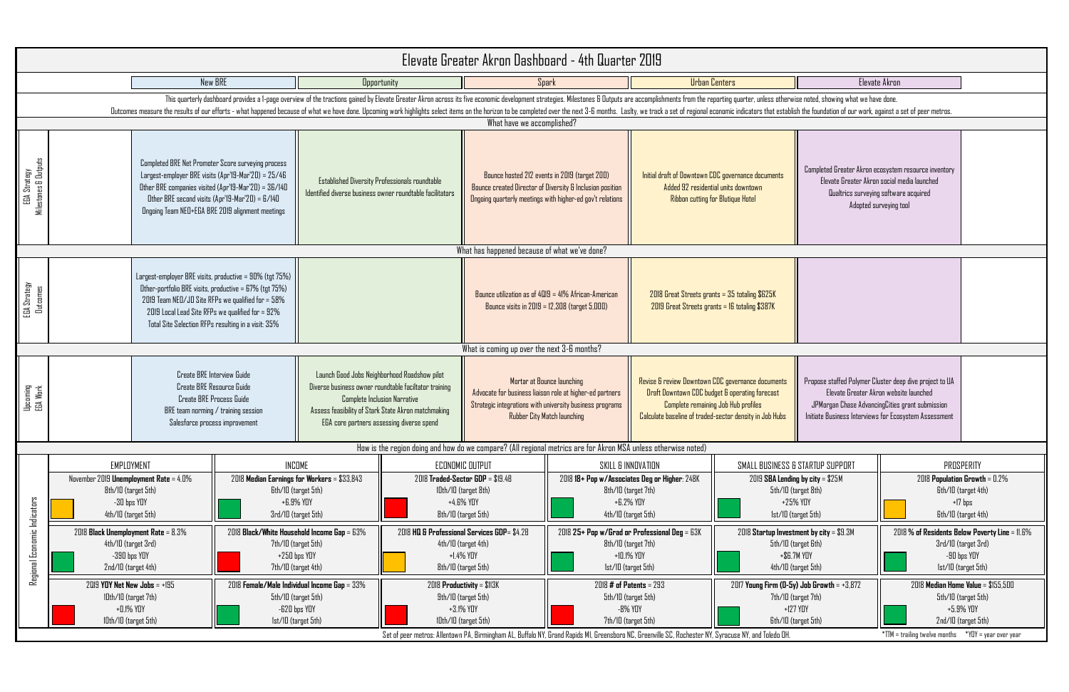# Elevate Greater Akron Dashboard - 4th Quarter 2019

| New BRE | Opportunity | Spark | Urban Centers | Elevate Akron |
|---|---|---|---|---|

This quarterly dashboard provides a 1-page overview of the tractions gained by Elevate Greater Akron across its five economic development strategies. Milestones & Outputs are accomplishments from the reporting quarter, unless otherwise noted, showing what we have done.
Outcomes measure the results of our efforts - what happened because of what we have done. Upcoming work highlights select items on the horizon to be completed over the next 3-6 months. Lastly, we track a set of regional economic indicators that establish the foundation of our work, against a set of peer metros.

## What have we accomplished?

**EGA Strategy Milestones & Outputs**

| New BRE | Opportunity | Spark | Urban Centers | Elevate Akron |
|---|---|---|---|---|
| Completed BRE Net Promoter Score surveying process<br>Largest-employer BRE visits (Apr'19-Mar'20) = 25/46<br>Other BRE companies visited (Apr'19-Mar'20) = 36/140<br>Other BRE second visits (Apr'19-Mar'20) = 6/140<br>Ongoing Team NEO+EGA BRE 2019 alignment meetings | Established Diversity Professionals roundtable<br>Identified diverse business owner roundtable facilitators | Bounce hosted 212 events in 2019 (target 200)<br>Bounce created Director of Diversity & Inclusion position<br>Ongoing quarterly meetings with higher-ed gov't relations | Initial draft of Downtown CDC governance documents<br>Added 92 residential units downtown<br>Ribbon cutting for Blutique Hotel | Completed Greater Akron ecosystem resource inventory<br>Elevate Greater Akron social media launched<br>Qualtrics surveying software acquired<br>Adopted surveying tool |

## What has happened because of what we've done?

**EGA Strategy Outcomes**

| New BRE | Opportunity | Spark | Urban Centers | Elevate Akron |
|---|---|---|---|---|
| Largest-employer BRE visits, productive = 90% (tgt 75%)<br>Other-portfolio BRE visits, productive = 67% (tgt 75%)<br>2019 Team NEO/JD Site RFPs we qualified for = 58%<br>2019 Local Lead Site RFPs we qualified for = 92%<br>Total Site Selection RFPs resulting in a visit: 35% | | Bounce utilization as of 4Q19 = 41% African-American<br>Bounce visits in 2019 = 12,308 (target 5,000) | 2018 Great Streets grants = 35 totaling $625K<br>2019 Great Streets grants = 16 totaling $387K | |

## What is coming up over the next 3-6 months?

**Upcoming EGA Work**

| New BRE | Opportunity | Spark | Urban Centers | Elevate Akron |
|---|---|---|---|---|
| Create BRE Interview Guide<br>Create BRE Resource Guide<br>Create BRE Process Guide<br>BRE team norming / training session<br>Salesforce process improvement | Launch Good Jobs Neighborhood Roadshow pilot<br>Diverse business owner roundtable faciltator training<br>Complete Inclusion Narrative<br>Assess feasibility of Stark State Akron matchmaking<br>EGA core partners assessing diverse spend | Mortar at Bounce launching<br>Advocate for business liaison role at higher-ed partners<br>Strategic integrations with university business programs<br>Rubber City Match launching | Revise & review Downtown CDC governance documents<br>Draft Downtown CDC budget & operating forecast<br>Complete remaining Job Hub profiles<br>Calculate baseline of traded-sector density in Job Hubs | Propose staffed Polymer Cluster deep dive project to UA<br>Elevate Greater Akron website launched<br>JPMorgan Chase AdvancingCities grant submission<br>Initiate Business Interviews for Ecosystem Assessment |

## How is the region doing and how do we compare? (All regional metrics are for Akron MSA unless otherwise noted)

**Regional Economic Indicators**

| EMPLOYMENT | INCOME | ECONOMIC OUTPUT | SKILL & INNOVATION | SMALL BUSINESS & STARTUP SUPPORT | PROSPERITY |
|---|---|---|---|---|---|
| November 2019 **Unemployment Rate** = 4.0%<br>8th/10 (target 5th)<br>-30 bps YOY<br>4th/10 (target 5th) | 2018 **Median Earnings for Workers** = $33,843<br>6th/10 (target 5th)<br>+6.9% YOY<br>3rd/10 (target 5th) | 2018 **Traded-Sector GDP** = $19.4B<br>10th/10 (target 8th)<br>+4.6% YOY<br>8th/10 (target 5th) | 2018 **18+ Pop w/Associates Deg or Higher**: 248K<br>8th/10 (target 7th)<br>+6.2% YOY<br>4th/10 (target 5th) | 2019 **SBA Lending by city** = $25M<br>5th/10 (target 8th)<br>+25% YOY<br>1st/10 (target 5th) | 2018 **Population Growth** = 0.2%<br>6th/10 (target 4th)<br>+17 bps<br>6th/10 (target 4th) |
| 2018 **Black Unemployment Rate** = 8.3%<br>4th/10 (target 3rd)<br>-390 bps YOY<br>2nd/10 (target 4th) | 2018 **Black/White Household Income Gap** = 63%<br>7th/10 (target 5th)<br>+250 bps YOY<br>7th/10 (target 4th) | 2018 **HQ & Professional Services GDP**= $4.2B<br>4th/10 (target 4th)<br>+1.4% YOY<br>8th/10 (target 5th) | 2018 **25+ Pop w/Grad or Professional Deg** = 63K<br>8th/10 (target 7th)<br>+10.1% YOY<br>1st/10 (target 5th) | 2018 **Startup Investment by city** = $9.3M<br>5th/10 (target 6th)<br>+$6.7M YOY<br>4th/10 (target 5th) | 2018 **% of Residents Below Poverty Line** = 11.6%<br>3rd/10 (target 3rd)<br>-90 bps YOY<br>1st/10 (target 5th) |
| 2019 **YOY Net New Jobs** = +195<br>10th/10 (target 7th)<br>+0.1% YOY<br>10th/10 (target 5th) | 2018 **Female/Male Individual Income Gap** = 33%<br>5th/10 (target 5th)<br>-620 bps YOY<br>1st/10 (target 5th) | 2018 **Productivity** = $113K<br>9th/10 (target 5th)<br>+3.1% YOY<br>10th/10 (target 5th) | 2018 **# of Patents** = 293<br>5th/10 (target 5th)<br>-8% YOY<br>7th/10 (target 5th) | 2017 **Young Firm (0-5y) Job Growth** = +3,872<br>7th/10 (target 7th)<br>+127 YOY<br>6th/10 (target 5th) | 2018 **Median Home Value** = $155,500<br>5th/10 (target 5th)<br>+5.9% YOY<br>2nd/10 (target 5th) |

Set of peer metros: Allentown PA, Birmingham AL, Buffalo NY, Grand Rapids MI, Greensboro NC, Greenville SC, Rochester NY, Syracuse NY, and Toledo OH.

*TTM = trailing twelve months *YOY = year over year